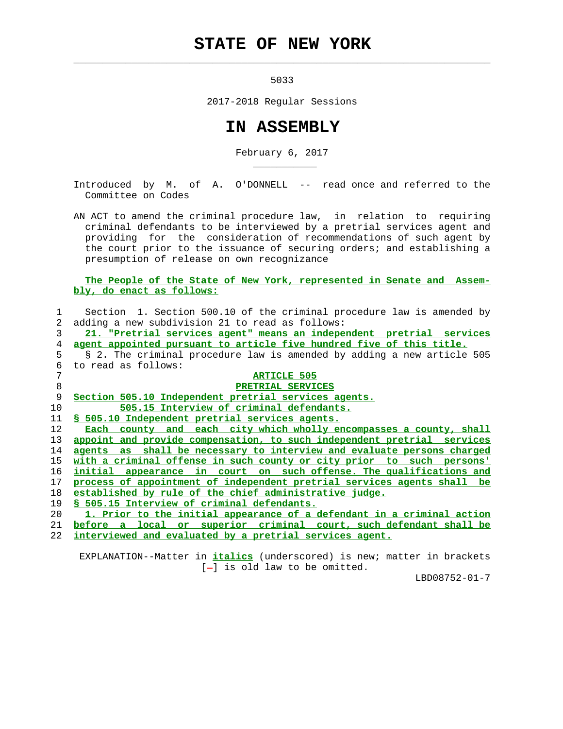# STATE OF NEW YORK

5033

2017-2018 Regular Sessions

# IN ASSEMBLY

February 6, 2017

Introduced by M. of A. O'DONNELL -- read once and referred to the Committee on Codes

AN ACT to amend the criminal procedure law, in relation to requiring criminal defendants to be interviewed by a pretrial services agent and providing for the consideration of recommendations of such agent by the court prior to the issuance of securing orders; and establishing a presumption of release on own recognizance

The People of the State of New York, represented in Senate and Assembly, do enact as follows:

Section 1. Section 500.10 of the criminal procedure law is amended by adding a new subdivision 21 to read as follows:

21. "Pretrial services agent" means an independent pretrial services agent appointed pursuant to article five hundred five of this title.

§ 2. The criminal procedure law is amended by adding a new article 505 to read as follows:

ARTICLE 505

PRETRIAL SERVICES

Section 505.10 Independent pretrial services agents.

505.15 Interview of criminal defendants.

§ 505.10 Independent pretrial services agents.

Each county and each city which wholly encompasses a county, shall appoint and provide compensation, to such independent pretrial services agents as shall be necessary to interview and evaluate persons charged with a criminal offense in such county or city prior to such persons' initial appearance in court on such offense. The qualifications and process of appointment of independent pretrial services agents shall be established by rule of the chief administrative judge.

§ 505.15 Interview of criminal defendants.

1. Prior to the initial appearance of a defendant in a criminal action before a local or superior criminal court, such defendant shall be interviewed and evaluated by a pretrial services agent.

EXPLANATION--Matter in *italics* (underscored) is new; matter in brackets [-] is old law to be omitted.

LBD08752-01-7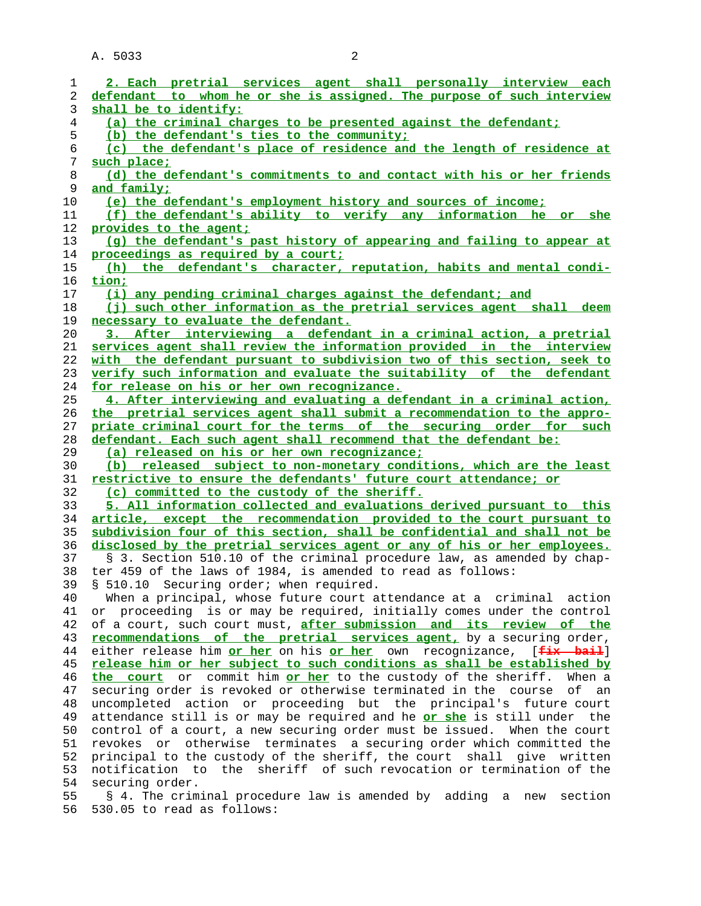2. Each pretrial services agent shall personally interview each defendant to whom he or she is assigned. The purpose of such interview shall be to identify:

(a) the criminal charges to be presented against the defendant;

(b) the defendant's ties to the community;

(c) the defendant's place of residence and the length of residence at such place;

(d) the defendant's commitments to and contact with his or her friends and family;

(e) the defendant's employment history and sources of income;

(f) the defendant's ability to verify any information he or she provides to the agent;

(g) the defendant's past history of appearing and failing to appear at proceedings as required by a court;

(h) the defendant's character, reputation, habits and mental condition;

(i) any pending criminal charges against the defendant; and

(j) such other information as the pretrial services agent shall deem necessary to evaluate the defendant.

3. After interviewing a defendant in a criminal action, a pretrial services agent shall review the information provided in the interview with the defendant pursuant to subdivision two of this section, seek to verify such information and evaluate the suitability of the defendant for release on his or her own recognizance.

4. After interviewing and evaluating a defendant in a criminal action, the pretrial services agent shall submit a recommendation to the appropriate criminal court for the terms of the securing order for such defendant. Each such agent shall recommend that the defendant be:

(a) released on his or her own recognizance;

(b) released subject to non-monetary conditions, which are the least restrictive to ensure the defendants' future court attendance; or

(c) committed to the custody of the sheriff.

5. All information collected and evaluations derived pursuant to this article, except the recommendation provided to the court pursuant to subdivision four of this section, shall be confidential and shall not be disclosed by the pretrial services agent or any of his or her employees.

§ 3. Section 510.10 of the criminal procedure law, as amended by chapter 459 of the laws of 1984, is amended to read as follows:

§ 510.10 Securing order; when required.

When a principal, whose future court attendance at a criminal action or proceeding is or may be required, initially comes under the control of a court, such court must, after submission and its review of the recommendations of the pretrial services agent, by a securing order, either release him or her on his or her own recognizance, [~~fix bail~~] release him or her subject to such conditions as shall be established by the court or commit him or her to the custody of the sheriff. When a securing order is revoked or otherwise terminated in the course of an uncompleted action or proceeding but the principal's future court attendance still is or may be required and he or she is still under the control of a court, a new securing order must be issued. When the court revokes or otherwise terminates a securing order which committed the principal to the custody of the sheriff, the court shall give written notification to the sheriff of such revocation or termination of the securing order.

§ 4. The criminal procedure law is amended by adding a new section 530.05 to read as follows: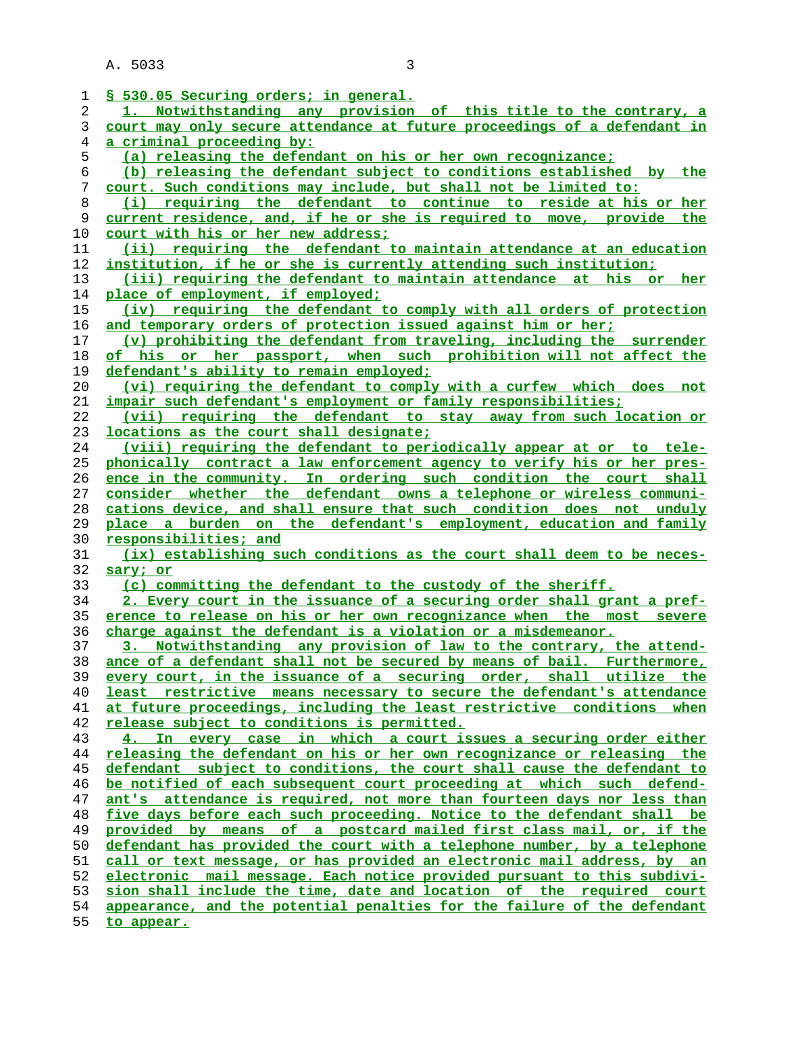§ 530.05 Securing orders; in general.

1. Notwithstanding any provision of this title to the contrary, a court may only secure attendance at future proceedings of a defendant in a criminal proceeding by:

(a) releasing the defendant on his or her own recognizance;

(b) releasing the defendant subject to conditions established by the court. Such conditions may include, but shall not be limited to:

(i) requiring the defendant to continue to reside at his or her current residence, and, if he or she is required to move, provide the court with his or her new address;

(ii) requiring the defendant to maintain attendance at an education institution, if he or she is currently attending such institution;

(iii) requiring the defendant to maintain attendance at his or her place of employment, if employed;

(iv) requiring the defendant to comply with all orders of protection and temporary orders of protection issued against him or her;

(v) prohibiting the defendant from traveling, including the surrender of his or her passport, when such prohibition will not affect the defendant's ability to remain employed;

(vi) requiring the defendant to comply with a curfew which does not impair such defendant's employment or family responsibilities;

(vii) requiring the defendant to stay away from such location or locations as the court shall designate;

(viii) requiring the defendant to periodically appear at or to telephonically contract a law enforcement agency to verify his or her presence in the community. In ordering such condition the court shall consider whether the defendant owns a telephone or wireless communications device, and shall ensure that such condition does not unduly place a burden on the defendant's employment, education and family responsibilities; and

(ix) establishing such conditions as the court shall deem to be necessary; or

(c) committing the defendant to the custody of the sheriff.

2. Every court in the issuance of a securing order shall grant a preference to release on his or her own recognizance when the most severe charge against the defendant is a violation or a misdemeanor.

3. Notwithstanding any provision of law to the contrary, the attendance of a defendant shall not be secured by means of bail. Furthermore, every court, in the issuance of a securing order, shall utilize the least restrictive means necessary to secure the defendant's attendance at future proceedings, including the least restrictive conditions when release subject to conditions is permitted.

4. In every case in which a court issues a securing order either releasing the defendant on his or her own recognizance or releasing the defendant subject to conditions, the court shall cause the defendant to be notified of each subsequent court proceeding at which such defendant's attendance is required, not more than fourteen days nor less than five days before each such proceeding. Notice to the defendant shall be provided by means of a postcard mailed first class mail, or, if the defendant has provided the court with a telephone number, by a telephone call or text message, or has provided an electronic mail address, by an electronic mail message. Each notice provided pursuant to this subdivision shall include the time, date and location of the required court appearance, and the potential penalties for the failure of the defendant to appear.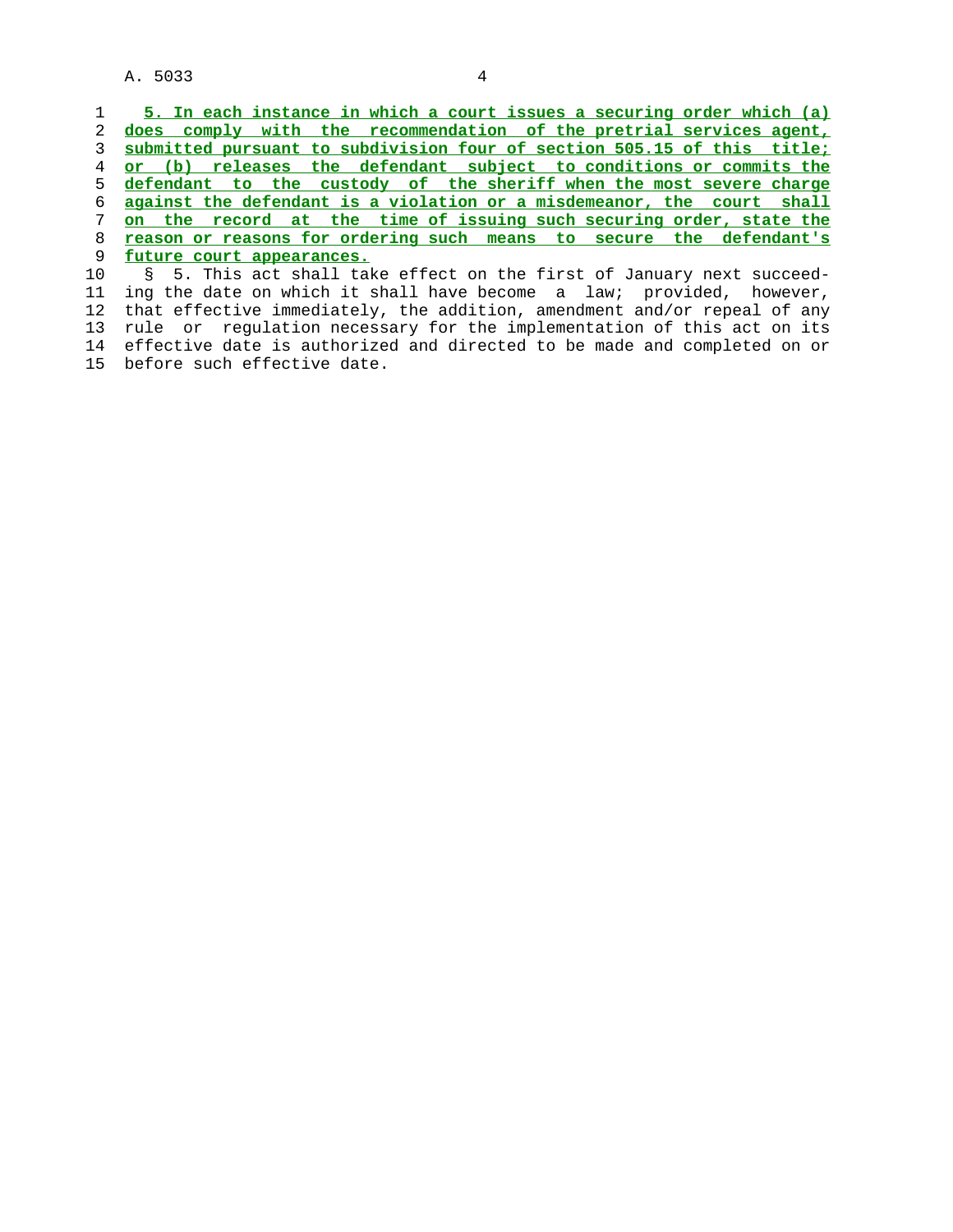5. In each instance in which a court issues a securing order which (a) does comply with the recommendation of the pretrial services agent, submitted pursuant to subdivision four of section 505.15 of this title; or (b) releases the defendant subject to conditions or commits the defendant to the custody of the sheriff when the most severe charge against the defendant is a violation or a misdemeanor, the court shall on the record at the time of issuing such securing order, state the reason or reasons for ordering such means to secure the defendant's future court appearances.

§ 5. This act shall take effect on the first of January next succeeding the date on which it shall have become a law; provided, however, that effective immediately, the addition, amendment and/or repeal of any rule or regulation necessary for the implementation of this act on its effective date is authorized and directed to be made and completed on or before such effective date.